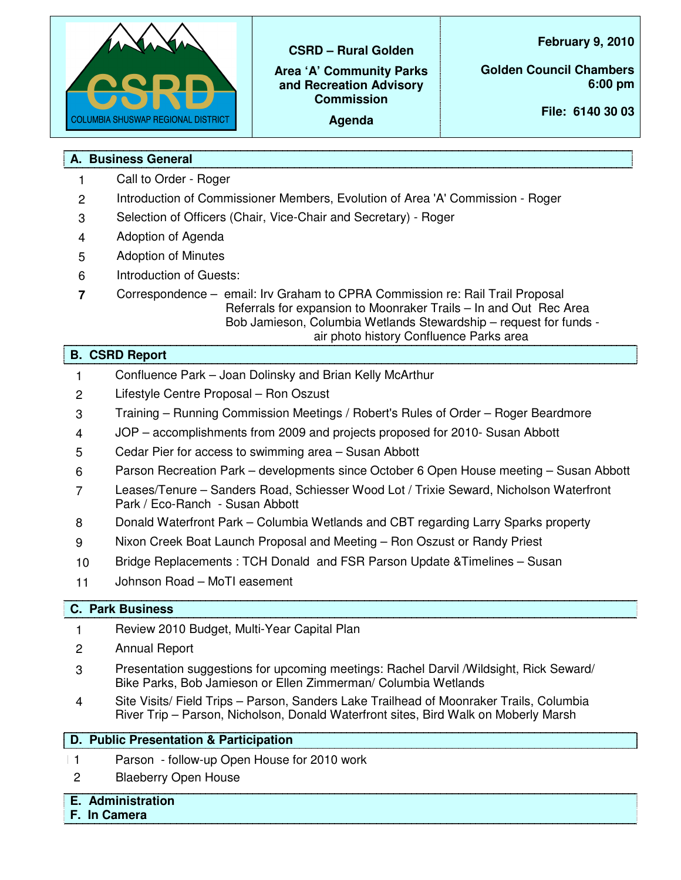CSRD
COLUMBIA SHUSWAP REGIONAL DISTRICT

**CSRD – Rural Golden**

**Area 'A' Community Parks and Recreation Advisory Commission**

**Agenda**

**February 9, 2010**

**Golden Council Chambers 6:00 pm**

**File: 6140 30 03**

## A. Business General

1. Call to Order - Roger
2. Introduction of Commissioner Members, Evolution of Area 'A' Commission - Roger
3. Selection of Officers (Chair, Vice-Chair and Secretary) - Roger
4. Adoption of Agenda
5. Adoption of Minutes
6. Introduction of Guests:
7. Correspondence – email: Irv Graham to CPRA Commission re: Rail Trail Proposal
   Referrals for expansion to Moonraker Trails – In and Out Rec Area
   Bob Jamieson, Columbia Wetlands Stewardship – request for funds - air photo history Confluence Parks area

## B. CSRD Report

1. Confluence Park – Joan Dolinsky and Brian Kelly McArthur
2. Lifestyle Centre Proposal – Ron Oszust
3. Training – Running Commission Meetings / Robert's Rules of Order – Roger Beardmore
4. JOP – accomplishments from 2009 and projects proposed for 2010- Susan Abbott
5. Cedar Pier for access to swimming area – Susan Abbott
6. Parson Recreation Park – developments since October 6 Open House meeting – Susan Abbott
7. Leases/Tenure – Sanders Road, Schiesser Wood Lot / Trixie Seward, Nicholson Waterfront Park / Eco-Ranch - Susan Abbott
8. Donald Waterfront Park – Columbia Wetlands and CBT regarding Larry Sparks property
9. Nixon Creek Boat Launch Proposal and Meeting – Ron Oszust or Randy Priest
10. Bridge Replacements : TCH Donald and FSR Parson Update &Timelines – Susan
11. Johnson Road – MoTI easement

## C. Park Business

1. Review 2010 Budget, Multi-Year Capital Plan
2. Annual Report
3. Presentation suggestions for upcoming meetings: Rachel Darvil /Wildsight, Rick Seward/ Bike Parks, Bob Jamieson or Ellen Zimmerman/ Columbia Wetlands
4. Site Visits/ Field Trips – Parson, Sanders Lake Trailhead of Moonraker Trails, Columbia River Trip – Parson, Nicholson, Donald Waterfront sites, Bird Walk on Moberly Marsh

## D. Public Presentation & Participation

1. Parson - follow-up Open House for 2010 work
2. Blaeberry Open House

## E. Administration

## F. In Camera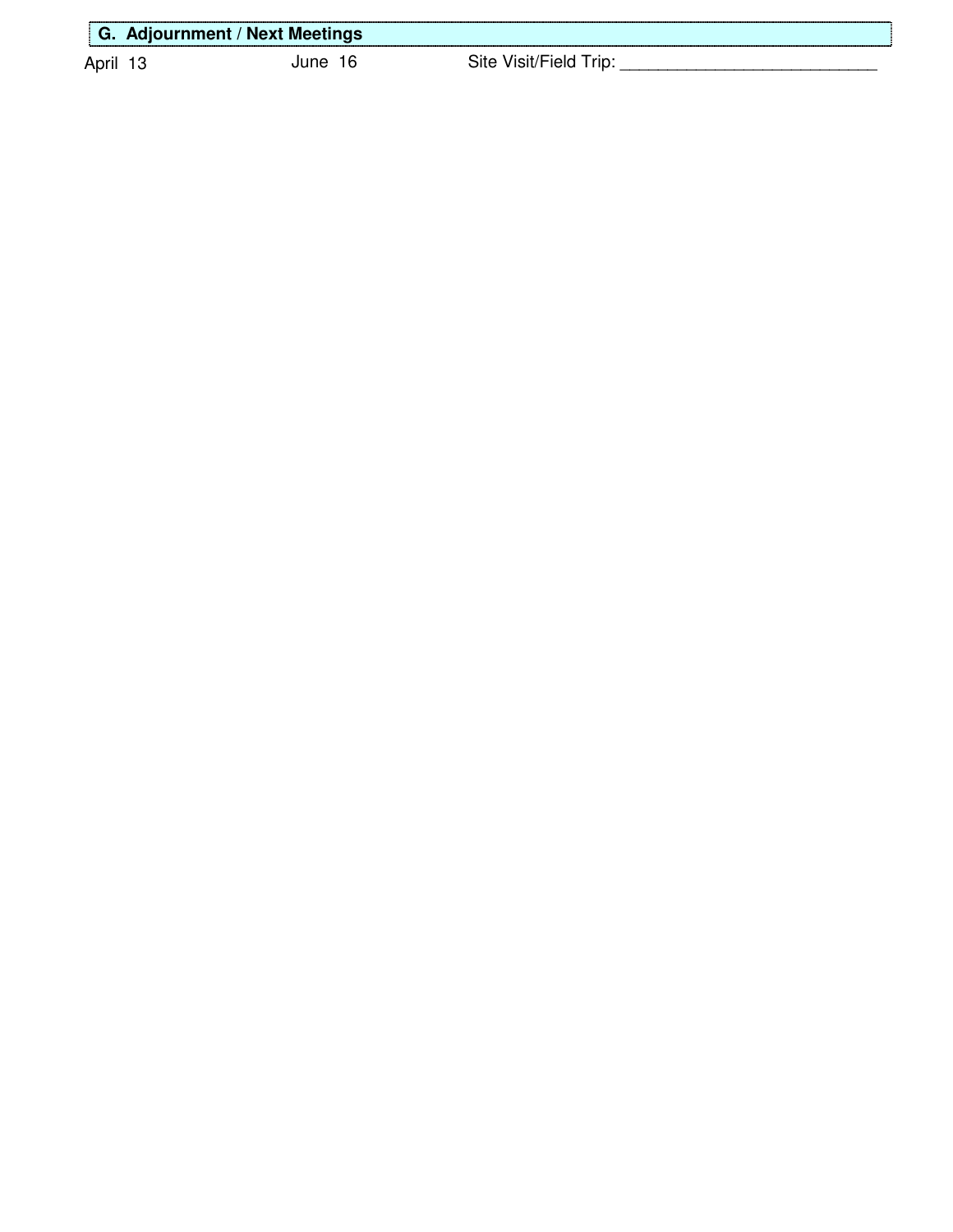## G. Adjournment / Next Meetings

April 13 June 16 Site Visit/Field Trip: ___________________________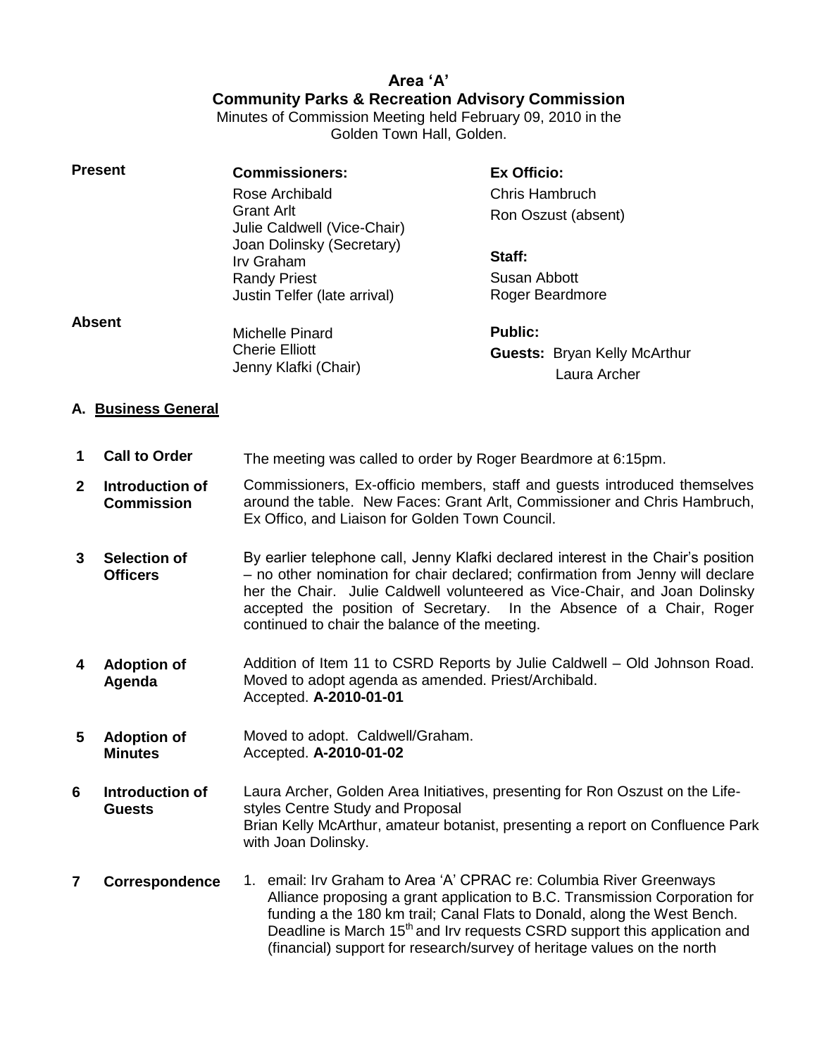**Area 'A'**
**Community Parks & Recreation Advisory Commission**

Minutes of Commission Meeting held February 09, 2010 in the Golden Town Hall, Golden.

| | | |
|---|---|---|
| **Present** | **Commissioners:** | **Ex Officio:** |
| | Rose Archibald | Chris Hambruch |
| | Grant Arlt | Ron Oszust (absent) |
| | Julie Caldwell (Vice-Chair) | |
| | Joan Dolinsky (Secretary) | **Staff:** |
| | Irv Graham | Susan Abbott |
| | Randy Priest | Roger Beardmore |
| | Justin Telfer (late arrival) | |
| **Absent** | Michelle Pinard | **Public:** |
| | Cherie Elliott | **Guests:** Bryan Kelly McArthur |
| | Jenny Klafki (Chair) | Laura Archer |

## A. Business General

| | | |
|---|---|---|
| **1** | **Call to Order** | The meeting was called to order by Roger Beardmore at 6:15pm. |
| **2** | **Introduction of Commission** | Commissioners, Ex-officio members, staff and guests introduced themselves around the table. New Faces: Grant Arlt, Commissioner and Chris Hambruch, Ex Offico, and Liaison for Golden Town Council. |
| **3** | **Selection of Officers** | By earlier telephone call, Jenny Klafki declared interest in the Chair's position – no other nomination for chair declared; confirmation from Jenny will declare her the Chair. Julie Caldwell volunteered as Vice-Chair, and Joan Dolinsky accepted the position of Secretary. In the Absence of a Chair, Roger continued to chair the balance of the meeting. |
| **4** | **Adoption of Agenda** | Addition of Item 11 to CSRD Reports by Julie Caldwell – Old Johnson Road. Moved to adopt agenda as amended. Priest/Archibald. Accepted. **A-2010-01-01** |
| **5** | **Adoption of Minutes** | Moved to adopt. Caldwell/Graham. Accepted. **A-2010-01-02** |
| **6** | **Introduction of Guests** | Laura Archer, Golden Area Initiatives, presenting for Ron Oszust on the Life-styles Centre Study and Proposal<br>Brian Kelly McArthur, amateur botanist, presenting a report on Confluence Park with Joan Dolinsky. |
| **7** | **Correspondence** | 1. email: Irv Graham to Area 'A' CPRAC re: Columbia River Greenways Alliance proposing a grant application to B.C. Transmission Corporation for funding a the 180 km trail; Canal Flats to Donald, along the West Bench. Deadline is March 15th and Irv requests CSRD support this application and (financial) support for research/survey of heritage values on the north |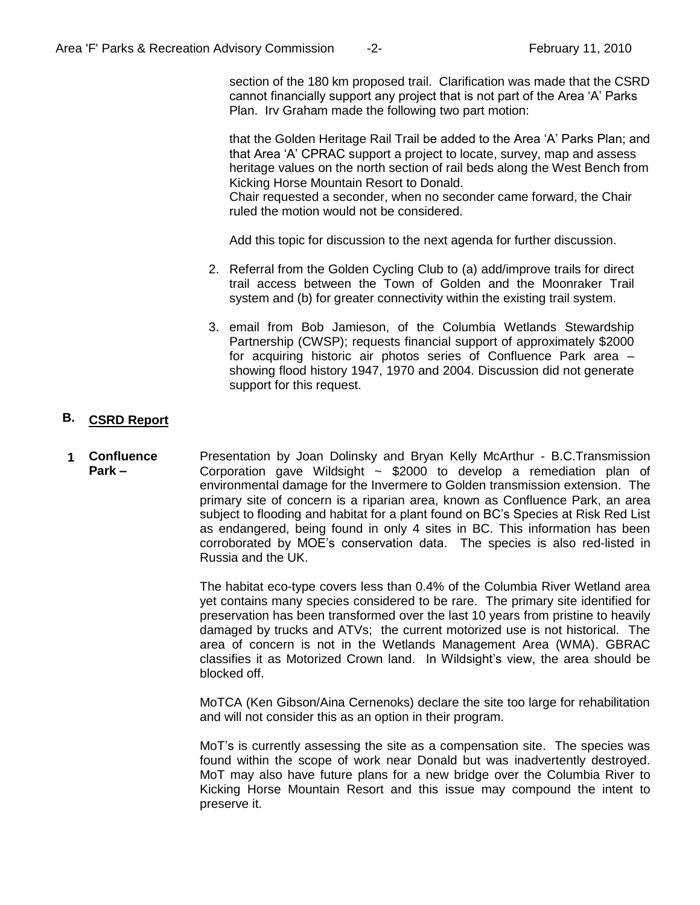section of the 180 km proposed trail. Clarification was made that the CSRD cannot financially support any project that is not part of the Area 'A' Parks Plan. Irv Graham made the following two part motion:

that the Golden Heritage Rail Trail be added to the Area 'A' Parks Plan; and that Area 'A' CPRAC support a project to locate, survey, map and assess heritage values on the north section of rail beds along the West Bench from Kicking Horse Mountain Resort to Donald.
Chair requested a seconder, when no seconder came forward, the Chair ruled the motion would not be considered.

Add this topic for discussion to the next agenda for further discussion.

2. Referral from the Golden Cycling Club to (a) add/improve trails for direct trail access between the Town of Golden and the Moonraker Trail system and (b) for greater connectivity within the existing trail system.

3. email from Bob Jamieson, of the Columbia Wetlands Stewardship Partnership (CWSP); requests financial support of approximately $2000 for acquiring historic air photos series of Confluence Park area – showing flood history 1947, 1970 and 2004. Discussion did not generate support for this request.

## B. CSRD Report

**1 Confluence Park –**

Presentation by Joan Dolinsky and Bryan Kelly McArthur - B.C.Transmission Corporation gave Wildsight ~ $2000 to develop a remediation plan of environmental damage for the Invermere to Golden transmission extension. The primary site of concern is a riparian area, known as Confluence Park, an area subject to flooding and habitat for a plant found on BC's Species at Risk Red List as endangered, being found in only 4 sites in BC. This information has been corroborated by MOE's conservation data. The species is also red-listed in Russia and the UK.

The habitat eco-type covers less than 0.4% of the Columbia River Wetland area yet contains many species considered to be rare. The primary site identified for preservation has been transformed over the last 10 years from pristine to heavily damaged by trucks and ATVs; the current motorized use is not historical. The area of concern is not in the Wetlands Management Area (WMA). GBRAC classifies it as Motorized Crown land. In Wildsight's view, the area should be blocked off.

MoTCA (Ken Gibson/Aina Cernenoks) declare the site too large for rehabilitation and will not consider this as an option in their program.

MoT's is currently assessing the site as a compensation site. The species was found within the scope of work near Donald but was inadvertently destroyed. MoT may also have future plans for a new bridge over the Columbia River to Kicking Horse Mountain Resort and this issue may compound the intent to preserve it.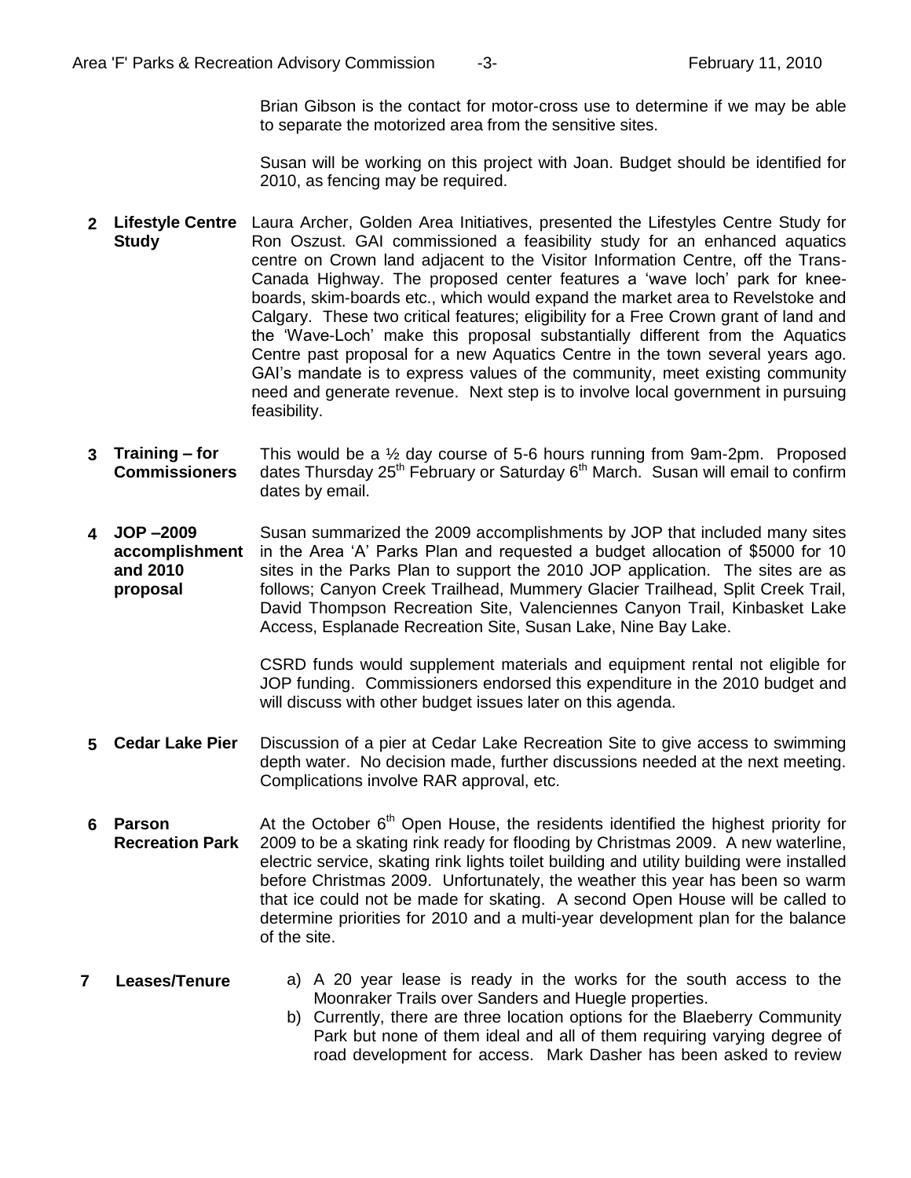Brian Gibson is the contact for motor-cross use to determine if we may be able to separate the motorized area from the sensitive sites.

Susan will be working on this project with Joan. Budget should be identified for 2010, as fencing may be required.

**2 Lifestyle Centre Study**

Laura Archer, Golden Area Initiatives, presented the Lifestyles Centre Study for Ron Oszust. GAI commissioned a feasibility study for an enhanced aquatics centre on Crown land adjacent to the Visitor Information Centre, off the Trans-Canada Highway. The proposed center features a 'wave loch' park for knee-boards, skim-boards etc., which would expand the market area to Revelstoke and Calgary. These two critical features; eligibility for a Free Crown grant of land and the 'Wave-Loch' make this proposal substantially different from the Aquatics Centre past proposal for a new Aquatics Centre in the town several years ago. GAI's mandate is to express values of the community, meet existing community need and generate revenue. Next step is to involve local government in pursuing feasibility.

**3 Training – for Commissioners**

This would be a ½ day course of 5-6 hours running from 9am-2pm. Proposed dates Thursday 25th February or Saturday 6th March. Susan will email to confirm dates by email.

**4 JOP –2009 accomplishment and 2010 proposal**

Susan summarized the 2009 accomplishments by JOP that included many sites in the Area 'A' Parks Plan and requested a budget allocation of $5000 for 10 sites in the Parks Plan to support the 2010 JOP application. The sites are as follows; Canyon Creek Trailhead, Mummery Glacier Trailhead, Split Creek Trail, David Thompson Recreation Site, Valenciennes Canyon Trail, Kinbasket Lake Access, Esplanade Recreation Site, Susan Lake, Nine Bay Lake.

CSRD funds would supplement materials and equipment rental not eligible for JOP funding. Commissioners endorsed this expenditure in the 2010 budget and will discuss with other budget issues later on this agenda.

**5 Cedar Lake Pier**

Discussion of a pier at Cedar Lake Recreation Site to give access to swimming depth water. No decision made, further discussions needed at the next meeting. Complications involve RAR approval, etc.

**6 Parson Recreation Park**

At the October 6th Open House, the residents identified the highest priority for 2009 to be a skating rink ready for flooding by Christmas 2009. A new waterline, electric service, skating rink lights toilet building and utility building were installed before Christmas 2009. Unfortunately, the weather this year has been so warm that ice could not be made for skating. A second Open House will be called to determine priorities for 2010 and a multi-year development plan for the balance of the site.

**7 Leases/Tenure**

a) A 20 year lease is ready in the works for the south access to the Moonraker Trails over Sanders and Huegle properties.
b) Currently, there are three location options for the Blaeberry Community Park but none of them ideal and all of them requiring varying degree of road development for access. Mark Dasher has been asked to review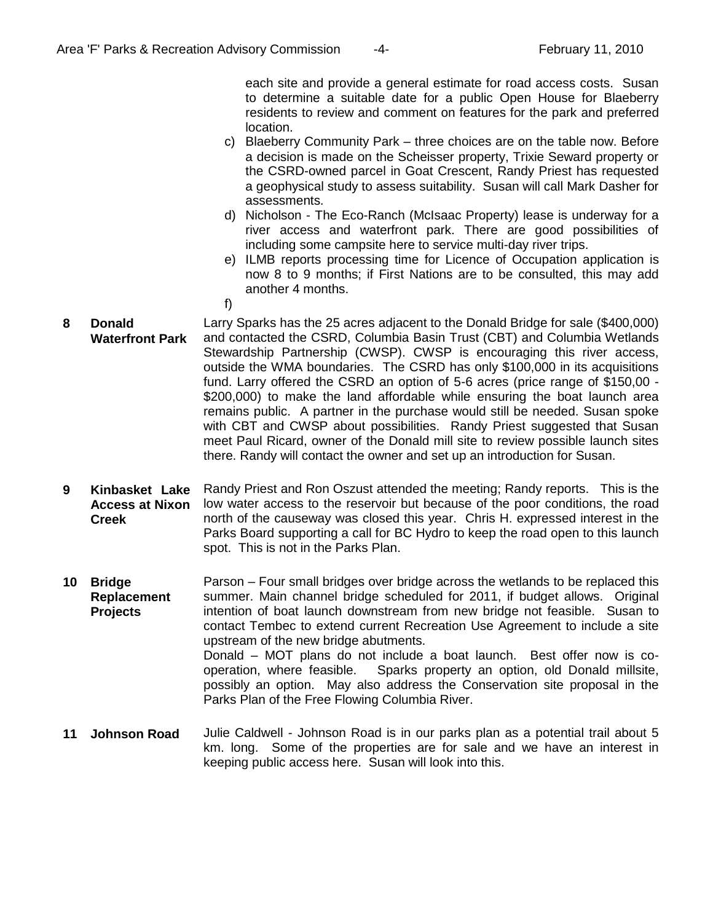each site and provide a general estimate for road access costs. Susan to determine a suitable date for a public Open House for Blaeberry residents to review and comment on features for the park and preferred location.

c) Blaeberry Community Park – three choices are on the table now. Before a decision is made on the Scheisser property, Trixie Seward property or the CSRD-owned parcel in Goat Crescent, Randy Priest has requested a geophysical study to assess suitability. Susan will call Mark Dasher for assessments.

d) Nicholson - The Eco-Ranch (McIsaac Property) lease is underway for a river access and waterfront park. There are good possibilities of including some campsite here to service multi-day river trips.

e) ILMB reports processing time for Licence of Occupation application is now 8 to 9 months; if First Nations are to be consulted, this may add another 4 months.

f)

**8 Donald Waterfront Park**

Larry Sparks has the 25 acres adjacent to the Donald Bridge for sale ($400,000) and contacted the CSRD, Columbia Basin Trust (CBT) and Columbia Wetlands Stewardship Partnership (CWSP). CWSP is encouraging this river access, outside the WMA boundaries. The CSRD has only $100,000 in its acquisitions fund. Larry offered the CSRD an option of 5-6 acres (price range of $150,00 - $200,000) to make the land affordable while ensuring the boat launch area remains public. A partner in the purchase would still be needed. Susan spoke with CBT and CWSP about possibilities. Randy Priest suggested that Susan meet Paul Ricard, owner of the Donald mill site to review possible launch sites there. Randy will contact the owner and set up an introduction for Susan.

**9 Kinbasket Lake Access at Nixon Creek**

Randy Priest and Ron Oszust attended the meeting; Randy reports. This is the low water access to the reservoir but because of the poor conditions, the road north of the causeway was closed this year. Chris H. expressed interest in the Parks Board supporting a call for BC Hydro to keep the road open to this launch spot. This is not in the Parks Plan.

**10 Bridge Replacement Projects**

Parson – Four small bridges over bridge across the wetlands to be replaced this summer. Main channel bridge scheduled for 2011, if budget allows. Original intention of boat launch downstream from new bridge not feasible. Susan to contact Tembec to extend current Recreation Use Agreement to include a site upstream of the new bridge abutments.

Donald – MOT plans do not include a boat launch. Best offer now is co-operation, where feasible. Sparks property an option, old Donald millsite, possibly an option. May also address the Conservation site proposal in the Parks Plan of the Free Flowing Columbia River.

**11 Johnson Road**

Julie Caldwell - Johnson Road is in our parks plan as a potential trail about 5 km. long. Some of the properties are for sale and we have an interest in keeping public access here. Susan will look into this.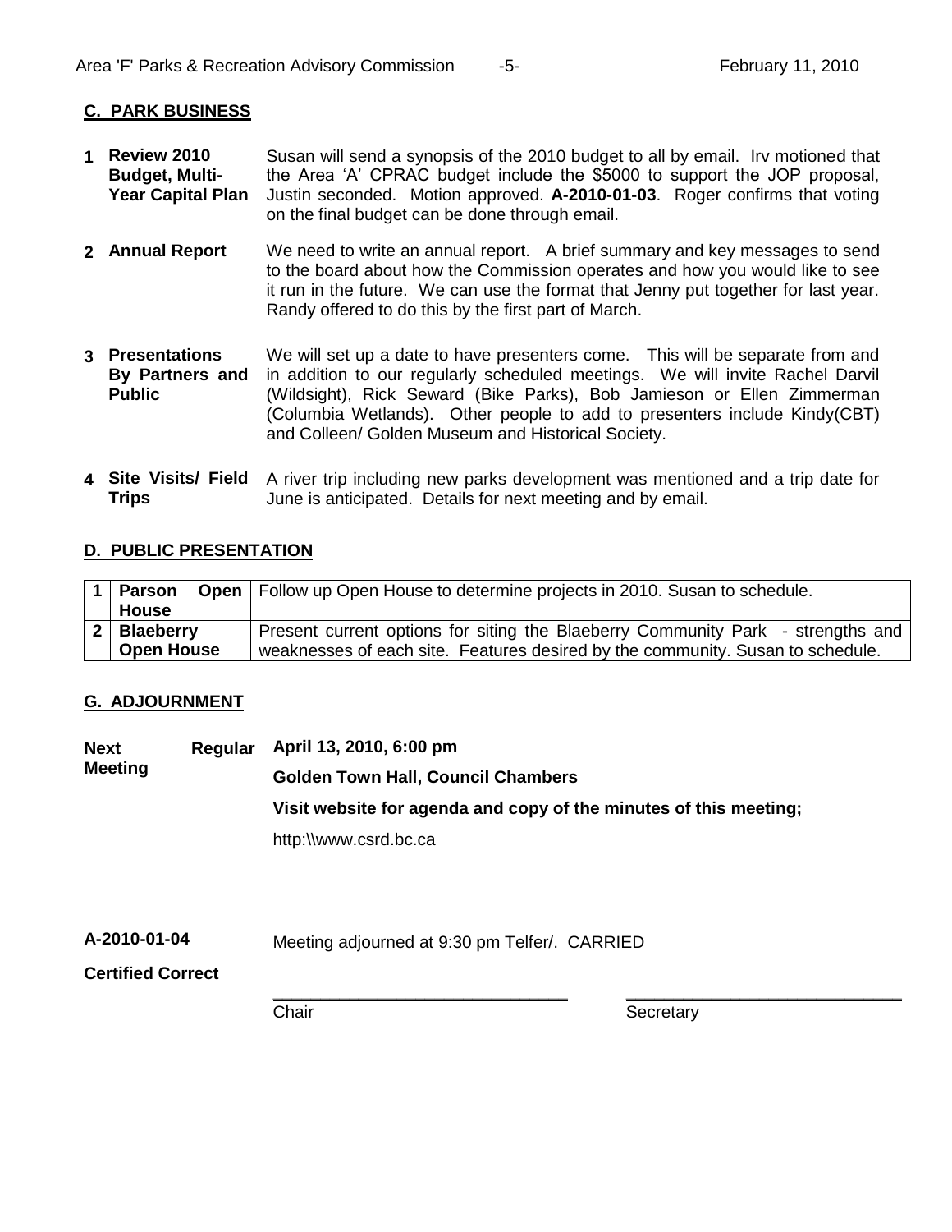## C. PARK BUSINESS

| | | |
|---|---|---|
| **1** | **Review 2010 Budget, Multi-Year Capital Plan** | Susan will send a synopsis of the 2010 budget to all by email. Irv motioned that the Area 'A' CPRAC budget include the $5000 to support the JOP proposal, Justin seconded. Motion approved. **A-2010-01-03**. Roger confirms that voting on the final budget can be done through email. |
| **2** | **Annual Report** | We need to write an annual report. A brief summary and key messages to send to the board about how the Commission operates and how you would like to see it run in the future. We can use the format that Jenny put together for last year. Randy offered to do this by the first part of March. |
| **3** | **Presentations By Partners and Public** | We will set up a date to have presenters come. This will be separate from and in addition to our regularly scheduled meetings. We will invite Rachel Darvil (Wildsight), Rick Seward (Bike Parks), Bob Jamieson or Ellen Zimmerman (Columbia Wetlands). Other people to add to presenters include Kindy(CBT) and Colleen/ Golden Museum and Historical Society. |
| **4** | **Site Visits/ Field Trips** | A river trip including new parks development was mentioned and a trip date for June is anticipated. Details for next meeting and by email. |

## D. PUBLIC PRESENTATION

| | | |
|---|---|---|
| **1** | **Parson Open House** | Follow up Open House to determine projects in 2010. Susan to schedule. |
| **2** | **Blaeberry Open House** | Present current options for siting the Blaeberry Community Park - strengths and weaknesses of each site. Features desired by the community. Susan to schedule. |

## G. ADJOURNMENT

**Next Regular Meeting**

**April 13, 2010, 6:00 pm**

**Golden Town Hall, Council Chambers**

**Visit website for agenda and copy of the minutes of this meeting;**

http:\\www.csrd.bc.ca

**A-2010-01-04** Meeting adjourned at 9:30 pm Telfer/. CARRIED

**Certified Correct**

\_\_\_\_\_\_\_\_\_\_\_\_\_\_\_\_\_\_\_\_\_\_\_\_\_\_\_\_\_\_ \_\_\_\_\_\_\_\_\_\_\_\_\_\_\_\_\_\_\_\_\_\_\_\_\_\_\_\_\_\_

Chair Secretary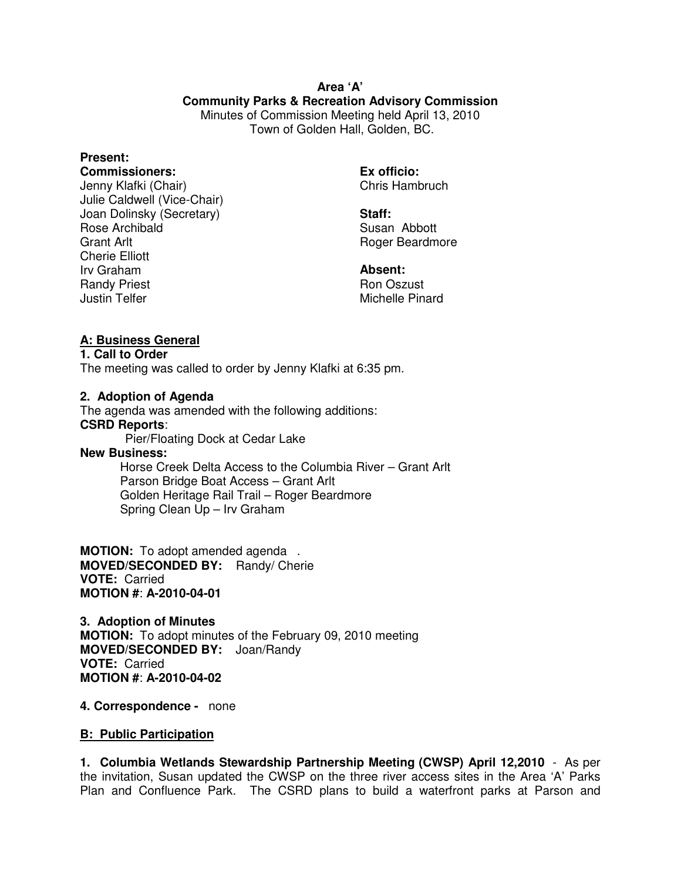**Area 'A'**
**Community Parks & Recreation Advisory Commission**
Minutes of Commission Meeting held April 13, 2010
Town of Golden Hall, Golden, BC.

**Present:**

**Commissioners:**
Jenny Klafki (Chair)
Julie Caldwell (Vice-Chair)
Joan Dolinsky (Secretary)
Rose Archibald
Grant Arlt
Cherie Elliott
Irv Graham
Randy Priest
Justin Telfer

**Ex officio:**
Chris Hambruch

**Staff:**
Susan Abbott
Roger Beardmore

**Absent:**
Ron Oszust
Michelle Pinard

## A: Business General

**1. Call to Order**
The meeting was called to order by Jenny Klafki at 6:35 pm.

**2. Adoption of Agenda**
The agenda was amended with the following additions:

**CSRD Reports**:
Pier/Floating Dock at Cedar Lake

**New Business:**
Horse Creek Delta Access to the Columbia River – Grant Arlt
Parson Bridge Boat Access – Grant Arlt
Golden Heritage Rail Trail – Roger Beardmore
Spring Clean Up – Irv Graham

**MOTION:** To adopt amended agenda .
**MOVED/SECONDED BY:** Randy/ Cherie
**VOTE:** Carried
**MOTION #**: **A-2010-04-01**

**3. Adoption of Minutes**
**MOTION:** To adopt minutes of the February 09, 2010 meeting
**MOVED/SECONDED BY:** Joan/Randy
**VOTE:** Carried
**MOTION #**: **A-2010-04-02**

**4. Correspondence -** none

## B: Public Participation

**1. Columbia Wetlands Stewardship Partnership Meeting (CWSP) April 12,2010** - As per the invitation, Susan updated the CWSP on the three river access sites in the Area 'A' Parks Plan and Confluence Park. The CSRD plans to build a waterfront parks at Parson and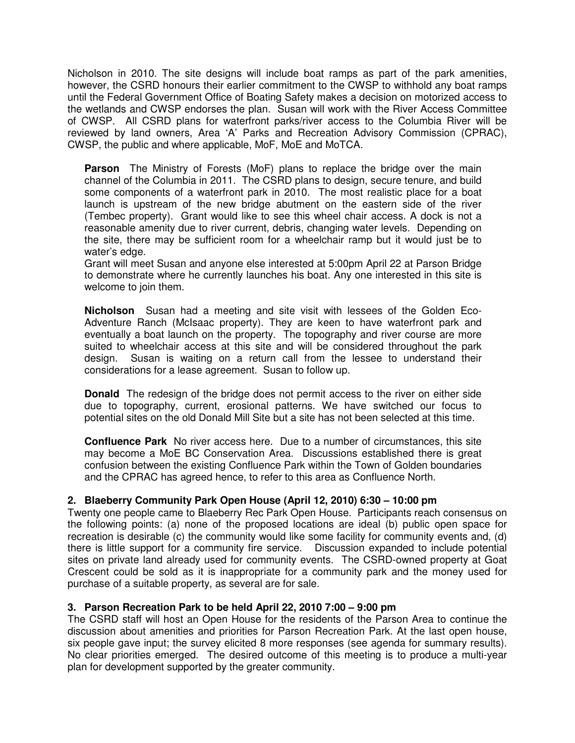Nicholson in 2010. The site designs will include boat ramps as part of the park amenities, however, the CSRD honours their earlier commitment to the CWSP to withhold any boat ramps until the Federal Government Office of Boating Safety makes a decision on motorized access to the wetlands and CWSP endorses the plan. Susan will work with the River Access Committee of CWSP. All CSRD plans for waterfront parks/river access to the Columbia River will be reviewed by land owners, Area 'A' Parks and Recreation Advisory Commission (CPRAC), CWSP, the public and where applicable, MoF, MoE and MoTCA.

**Parson** The Ministry of Forests (MoF) plans to replace the bridge over the main channel of the Columbia in 2011. The CSRD plans to design, secure tenure, and build some components of a waterfront park in 2010. The most realistic place for a boat launch is upstream of the new bridge abutment on the eastern side of the river (Tembec property). Grant would like to see this wheel chair access. A dock is not a reasonable amenity due to river current, debris, changing water levels. Depending on the site, there may be sufficient room for a wheelchair ramp but it would just be to water's edge.
Grant will meet Susan and anyone else interested at 5:00pm April 22 at Parson Bridge to demonstrate where he currently launches his boat. Any one interested in this site is welcome to join them.

**Nicholson** Susan had a meeting and site visit with lessees of the Golden Eco-Adventure Ranch (McIsaac property). They are keen to have waterfront park and eventually a boat launch on the property. The topography and river course are more suited to wheelchair access at this site and will be considered throughout the park design. Susan is waiting on a return call from the lessee to understand their considerations for a lease agreement. Susan to follow up.

**Donald** The redesign of the bridge does not permit access to the river on either side due to topography, current, erosional patterns. We have switched our focus to potential sites on the old Donald Mill Site but a site has not been selected at this time.

**Confluence Park** No river access here. Due to a number of circumstances, this site may become a MoE BC Conservation Area. Discussions established there is great confusion between the existing Confluence Park within the Town of Golden boundaries and the CPRAC has agreed hence, to refer to this area as Confluence North.

**2. Blaeberry Community Park Open House (April 12, 2010) 6:30 – 10:00 pm**

Twenty one people came to Blaeberry Rec Park Open House. Participants reach consensus on the following points: (a) none of the proposed locations are ideal (b) public open space for recreation is desirable (c) the community would like some facility for community events and, (d) there is little support for a community fire service. Discussion expanded to include potential sites on private land already used for community events. The CSRD-owned property at Goat Crescent could be sold as it is inappropriate for a community park and the money used for purchase of a suitable property, as several are for sale.

**3. Parson Recreation Park to be held April 22, 2010 7:00 – 9:00 pm**

The CSRD staff will host an Open House for the residents of the Parson Area to continue the discussion about amenities and priorities for Parson Recreation Park. At the last open house, six people gave input; the survey elicited 8 more responses (see agenda for summary results). No clear priorities emerged. The desired outcome of this meeting is to produce a multi-year plan for development supported by the greater community.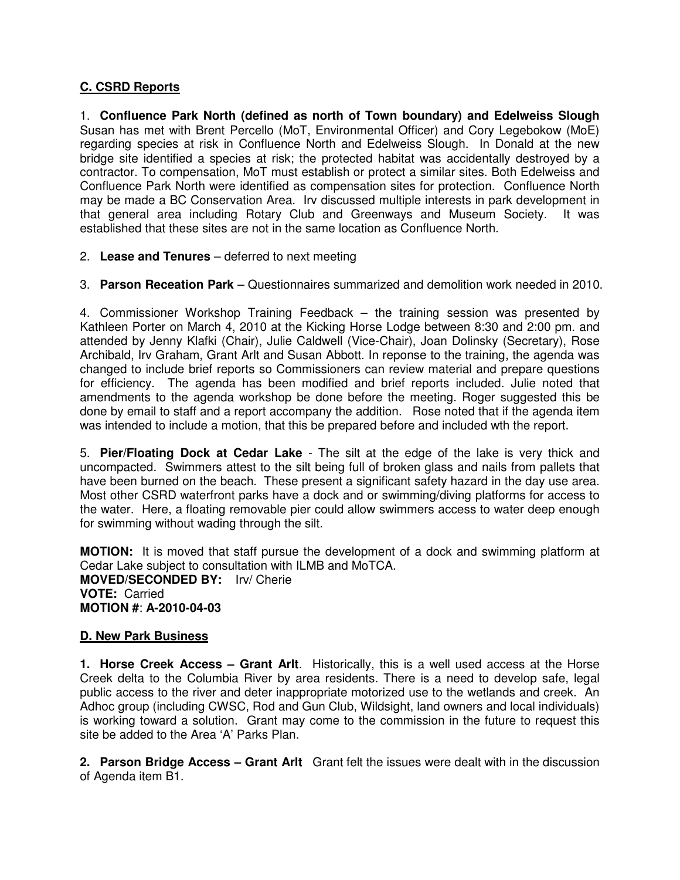## **C. CSRD Reports**

1. **Confluence Park North (defined as north of Town boundary) and Edelweiss Slough** Susan has met with Brent Percello (MoT, Environmental Officer) and Cory Legebokow (MoE) regarding species at risk in Confluence North and Edelweiss Slough. In Donald at the new bridge site identified a species at risk; the protected habitat was accidentally destroyed by a contractor. To compensation, MoT must establish or protect a similar sites. Both Edelweiss and Confluence Park North were identified as compensation sites for protection. Confluence North may be made a BC Conservation Area. Irv discussed multiple interests in park development in that general area including Rotary Club and Greenways and Museum Society. It was established that these sites are not in the same location as Confluence North.

2. **Lease and Tenures** – deferred to next meeting

3. **Parson Receation Park** – Questionnaires summarized and demolition work needed in 2010.

4. Commissioner Workshop Training Feedback – the training session was presented by Kathleen Porter on March 4, 2010 at the Kicking Horse Lodge between 8:30 and 2:00 pm. and attended by Jenny Klafki (Chair), Julie Caldwell (Vice-Chair), Joan Dolinsky (Secretary), Rose Archibald, Irv Graham, Grant Arlt and Susan Abbott. In reponse to the training, the agenda was changed to include brief reports so Commissioners can review material and prepare questions for efficiency. The agenda has been modified and brief reports included. Julie noted that amendments to the agenda workshop be done before the meeting. Roger suggested this be done by email to staff and a report accompany the addition. Rose noted that if the agenda item was intended to include a motion, that this be prepared before and included wth the report.

5. **Pier/Floating Dock at Cedar Lake** - The silt at the edge of the lake is very thick and uncompacted. Swimmers attest to the silt being full of broken glass and nails from pallets that have been burned on the beach. These present a significant safety hazard in the day use area. Most other CSRD waterfront parks have a dock and or swimming/diving platforms for access to the water. Here, a floating removable pier could allow swimmers access to water deep enough for swimming without wading through the silt.

**MOTION:** It is moved that staff pursue the development of a dock and swimming platform at Cedar Lake subject to consultation with ILMB and MoTCA.
**MOVED/SECONDED BY:** Irv/ Cherie
**VOTE:** Carried
**MOTION #**: **A-2010-04-03**

## **D. New Park Business**

**1. Horse Creek Access – Grant Arlt**. Historically, this is a well used access at the Horse Creek delta to the Columbia River by area residents. There is a need to develop safe, legal public access to the river and deter inappropriate motorized use to the wetlands and creek. An Adhoc group (including CWSC, Rod and Gun Club, Wildsight, land owners and local individuals) is working toward a solution. Grant may come to the commission in the future to request this site be added to the Area 'A' Parks Plan.

**2. Parson Bridge Access – Grant Arlt** Grant felt the issues were dealt with in the discussion of Agenda item B1.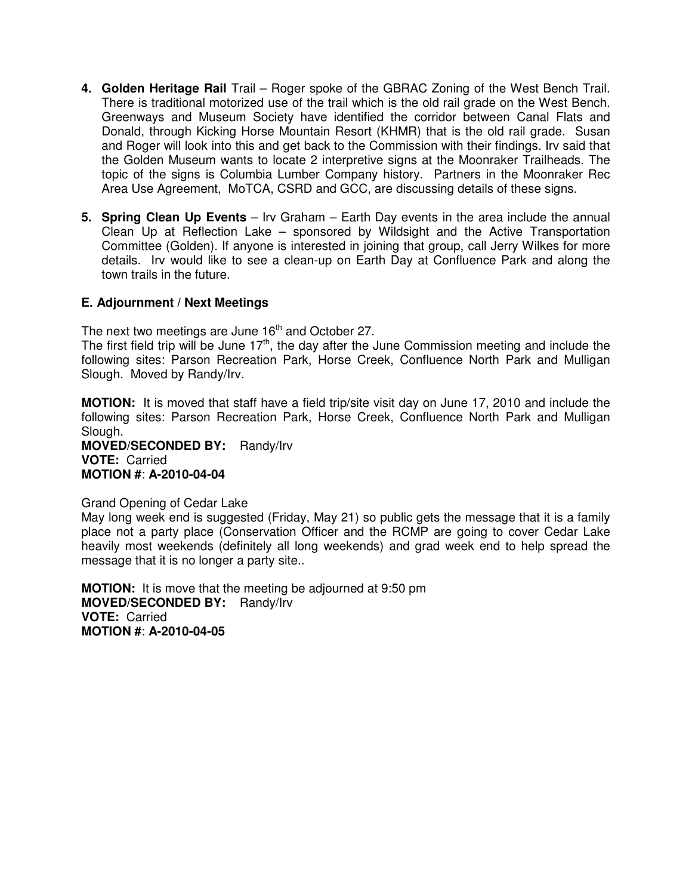4. **Golden Heritage Rail** Trail – Roger spoke of the GBRAC Zoning of the West Bench Trail. There is traditional motorized use of the trail which is the old rail grade on the West Bench. Greenways and Museum Society have identified the corridor between Canal Flats and Donald, through Kicking Horse Mountain Resort (KHMR) that is the old rail grade. Susan and Roger will look into this and get back to the Commission with their findings. Irv said that the Golden Museum wants to locate 2 interpretive signs at the Moonraker Trailheads. The topic of the signs is Columbia Lumber Company history. Partners in the Moonraker Rec Area Use Agreement, MoTCA, CSRD and GCC, are discussing details of these signs.

5. **Spring Clean Up Events** – Irv Graham – Earth Day events in the area include the annual Clean Up at Reflection Lake – sponsored by Wildsight and the Active Transportation Committee (Golden). If anyone is interested in joining that group, call Jerry Wilkes for more details. Irv would like to see a clean-up on Earth Day at Confluence Park and along the town trails in the future.

### E. Adjournment / Next Meetings

The next two meetings are June 16th and October 27.
The first field trip will be June 17th, the day after the June Commission meeting and include the following sites: Parson Recreation Park, Horse Creek, Confluence North Park and Mulligan Slough. Moved by Randy/Irv.

**MOTION:** It is moved that staff have a field trip/site visit day on June 17, 2010 and include the following sites: Parson Recreation Park, Horse Creek, Confluence North Park and Mulligan Slough.
**MOVED/SECONDED BY:** Randy/Irv
**VOTE:** Carried
**MOTION #**: **A-2010-04-04**

Grand Opening of Cedar Lake
May long week end is suggested (Friday, May 21) so public gets the message that it is a family place not a party place (Conservation Officer and the RCMP are going to cover Cedar Lake heavily most weekends (definitely all long weekends) and grad week end to help spread the message that it is no longer a party site..

**MOTION:** It is move that the meeting be adjourned at 9:50 pm
**MOVED/SECONDED BY:** Randy/Irv
**VOTE:** Carried
**MOTION #**: **A-2010-04-05**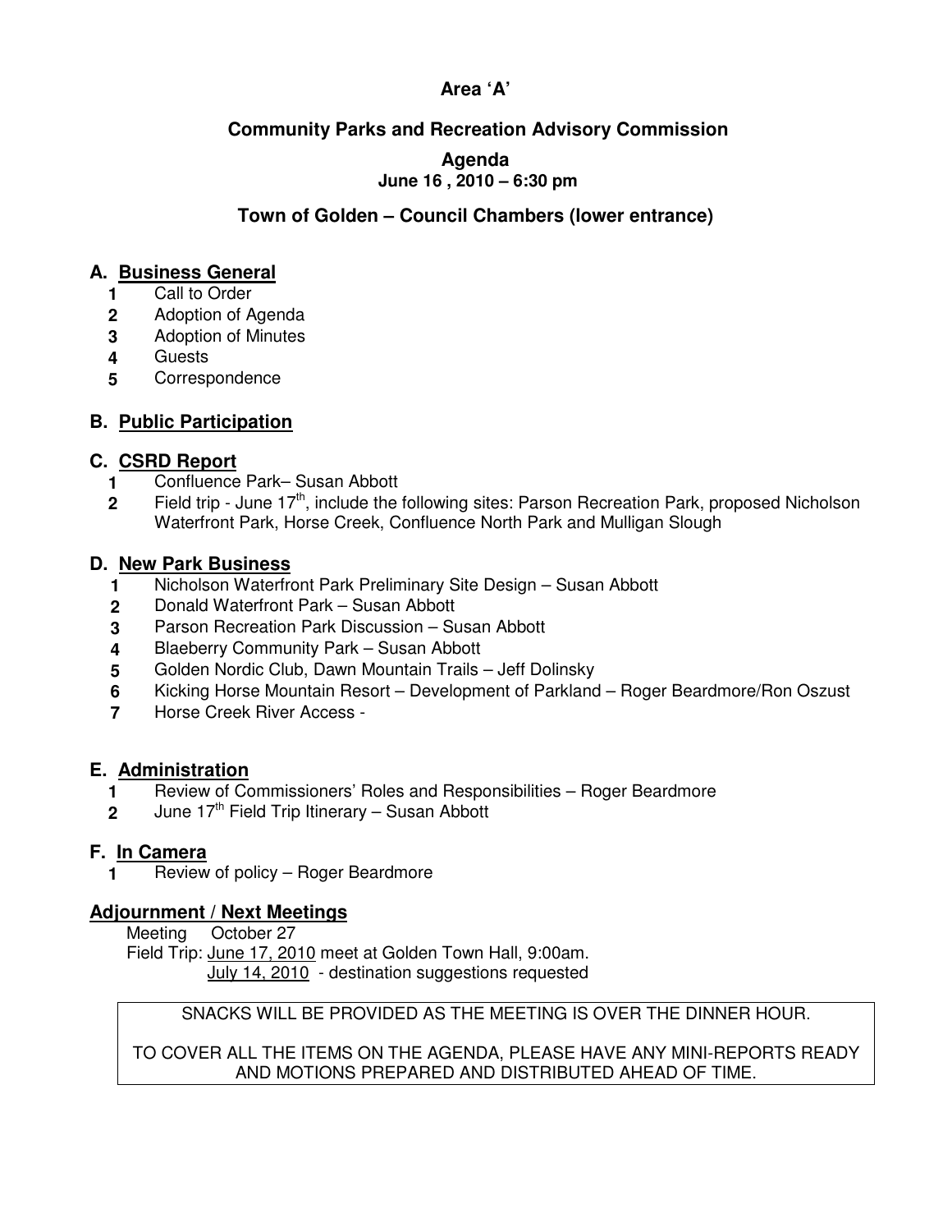# Area 'A'

## Community Parks and Recreation Advisory Commission

**Agenda**
**June 16 , 2010 – 6:30 pm**

### Town of Golden – Council Chambers (lower entrance)

## A. Business General

1. Call to Order
2. Adoption of Agenda
3. Adoption of Minutes
4. Guests
5. Correspondence

## B. Public Participation

## C. CSRD Report

1. Confluence Park– Susan Abbott
2. Field trip - June 17th, include the following sites: Parson Recreation Park, proposed Nicholson Waterfront Park, Horse Creek, Confluence North Park and Mulligan Slough

## D. New Park Business

1. Nicholson Waterfront Park Preliminary Site Design – Susan Abbott
2. Donald Waterfront Park – Susan Abbott
3. Parson Recreation Park Discussion – Susan Abbott
4. Blaeberry Community Park – Susan Abbott
5. Golden Nordic Club, Dawn Mountain Trails – Jeff Dolinsky
6. Kicking Horse Mountain Resort – Development of Parkland – Roger Beardmore/Ron Oszust
7. Horse Creek River Access -

## E. Administration

1. Review of Commissioners' Roles and Responsibilities – Roger Beardmore
2. June 17th Field Trip Itinerary – Susan Abbott

## F. In Camera

1. Review of policy – Roger Beardmore

## Adjournment / Next Meetings

Meeting October 27
Field Trip: June 17, 2010 meet at Golden Town Hall, 9:00am.
July 14, 2010 - destination suggestions requested

SNACKS WILL BE PROVIDED AS THE MEETING IS OVER THE DINNER HOUR.

TO COVER ALL THE ITEMS ON THE AGENDA, PLEASE HAVE ANY MINI-REPORTS READY AND MOTIONS PREPARED AND DISTRIBUTED AHEAD OF TIME.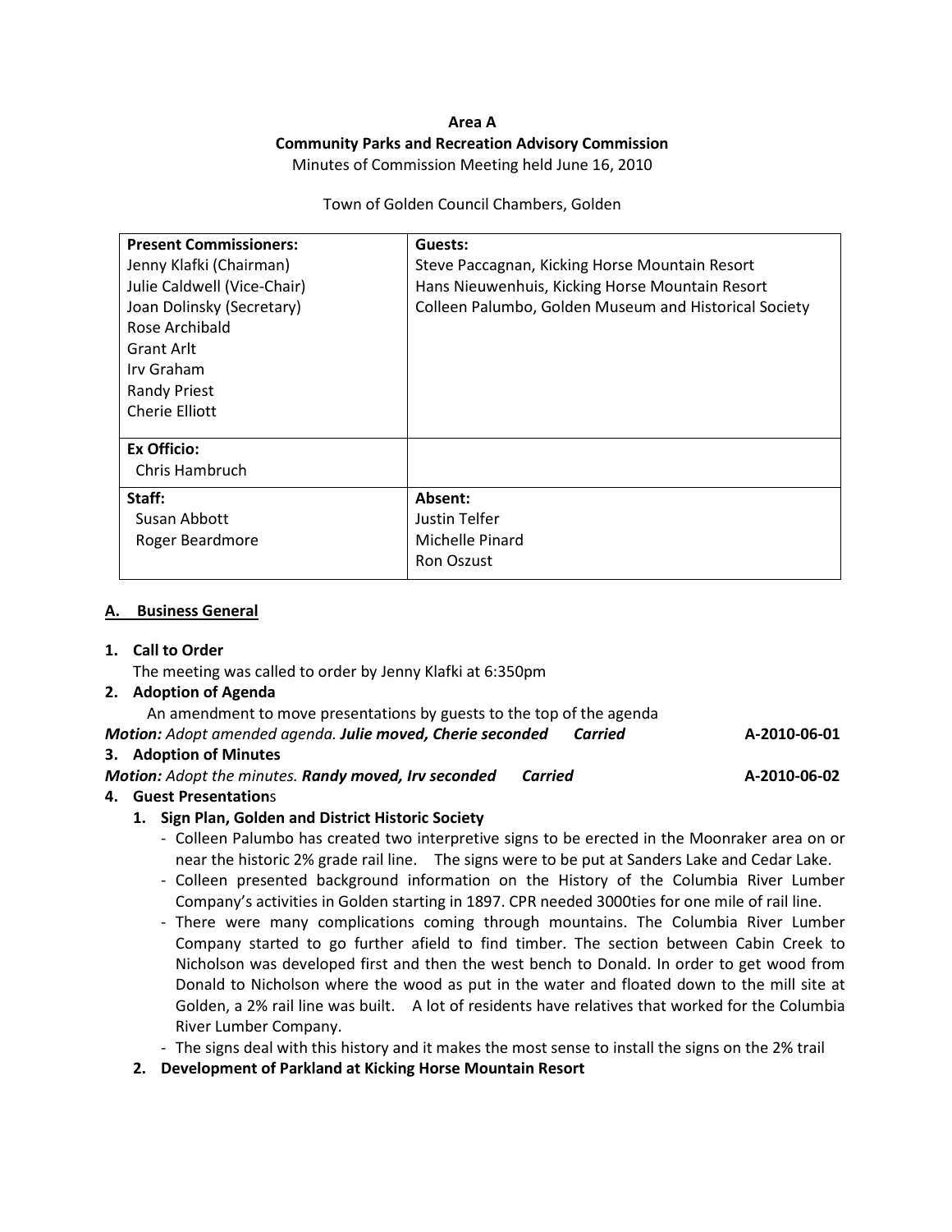**Area A**
**Community Parks and Recreation Advisory Commission**
Minutes of Commission Meeting held June 16, 2010

Town of Golden Council Chambers, Golden

| **Present Commissioners:**<br>Jenny Klafki (Chairman)<br>Julie Caldwell (Vice-Chair)<br>Joan Dolinsky (Secretary)<br>Rose Archibald<br>Grant Arlt<br>Irv Graham<br>Randy Priest<br>Cherie Elliott | **Guests:**<br>Steve Paccagnan, Kicking Horse Mountain Resort<br>Hans Nieuwenhuis, Kicking Horse Mountain Resort<br>Colleen Palumbo, Golden Museum and Historical Society |
|---|---|
| **Ex Officio:**<br>Chris Hambruch | |
| **Staff:**<br>Susan Abbott<br>Roger Beardmore | **Absent:**<br>Justin Telfer<br>Michelle Pinard<br>Ron Oszust |

## A. Business General

1. **Call to Order**
   The meeting was called to order by Jenny Klafki at 6:350pm
2. **Adoption of Agenda**
   An amendment to move presentations by guests to the top of the agenda
   ***Motion:*** *Adopt amended agenda.* ***Julie moved, Cherie seconded*** ***Carried*** **A-2010-06-01**
3. **Adoption of Minutes**
   ***Motion:*** *Adopt the minutes.* ***Randy moved, Irv seconded*** ***Carried*** **A-2010-06-02**
4. **Guest Presentations**
   1. **Sign Plan, Golden and District Historic Society**
      - Colleen Palumbo has created two interpretive signs to be erected in the Moonraker area on or near the historic 2% grade rail line. The signs were to be put at Sanders Lake and Cedar Lake.
      - Colleen presented background information on the History of the Columbia River Lumber Company's activities in Golden starting in 1897. CPR needed 3000ties for one mile of rail line.
      - There were many complications coming through mountains. The Columbia River Lumber Company started to go further afield to find timber. The section between Cabin Creek to Nicholson was developed first and then the west bench to Donald. In order to get wood from Donald to Nicholson where the wood as put in the water and floated down to the mill site at Golden, a 2% rail line was built. A lot of residents have relatives that worked for the Columbia River Lumber Company.
      - The signs deal with this history and it makes the most sense to install the signs on the 2% trail
   2. **Development of Parkland at Kicking Horse Mountain Resort**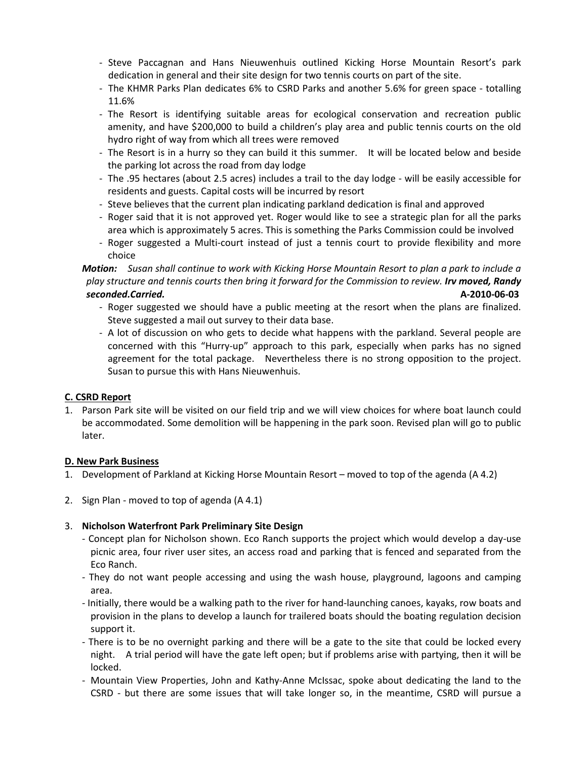- Steve Paccagnan and Hans Nieuwenhuis outlined Kicking Horse Mountain Resort's park dedication in general and their site design for two tennis courts on part of the site.
- The KHMR Parks Plan dedicates 6% to CSRD Parks and another 5.6% for green space - totalling 11.6%
- The Resort is identifying suitable areas for ecological conservation and recreation public amenity, and have $200,000 to build a children's play area and public tennis courts on the old hydro right of way from which all trees were removed
- The Resort is in a hurry so they can build it this summer. It will be located below and beside the parking lot across the road from day lodge
- The .95 hectares (about 2.5 acres) includes a trail to the day lodge - will be easily accessible for residents and guests. Capital costs will be incurred by resort
- Steve believes that the current plan indicating parkland dedication is final and approved
- Roger said that it is not approved yet. Roger would like to see a strategic plan for all the parks area which is approximately 5 acres. This is something the Parks Commission could be involved
- Roger suggested a Multi-court instead of just a tennis court to provide flexibility and more choice

***Motion:*** *Susan shall continue to work with Kicking Horse Mountain Resort to plan a park to include a play structure and tennis courts then bring it forward for the Commission to review.* ***Irv moved, Randy seconded.Carried.*** **A-2010-06-03**

- Roger suggested we should have a public meeting at the resort when the plans are finalized. Steve suggested a mail out survey to their data base.
- A lot of discussion on who gets to decide what happens with the parkland. Several people are concerned with this "Hurry-up" approach to this park, especially when parks has no signed agreement for the total package. Nevertheless there is no strong opposition to the project. Susan to pursue this with Hans Nieuwenhuis.

## C. CSRD Report

1. Parson Park site will be visited on our field trip and we will view choices for where boat launch could be accommodated. Some demolition will be happening in the park soon. Revised plan will go to public later.

## D. New Park Business

1. Development of Parkland at Kicking Horse Mountain Resort – moved to top of the agenda (A 4.2)

2. Sign Plan - moved to top of agenda (A 4.1)

3. **Nicholson Waterfront Park Preliminary Site Design**
   - Concept plan for Nicholson shown. Eco Ranch supports the project which would develop a day-use picnic area, four river user sites, an access road and parking that is fenced and separated from the Eco Ranch.
   - They do not want people accessing and using the wash house, playground, lagoons and camping area.
   - Initially, there would be a walking path to the river for hand-launching canoes, kayaks, row boats and provision in the plans to develop a launch for trailered boats should the boating regulation decision support it.
   - There is to be no overnight parking and there will be a gate to the site that could be locked every night. A trial period will have the gate left open; but if problems arise with partying, then it will be locked.
   - Mountain View Properties, John and Kathy-Anne McIssac, spoke about dedicating the land to the CSRD - but there are some issues that will take longer so, in the meantime, CSRD will pursue a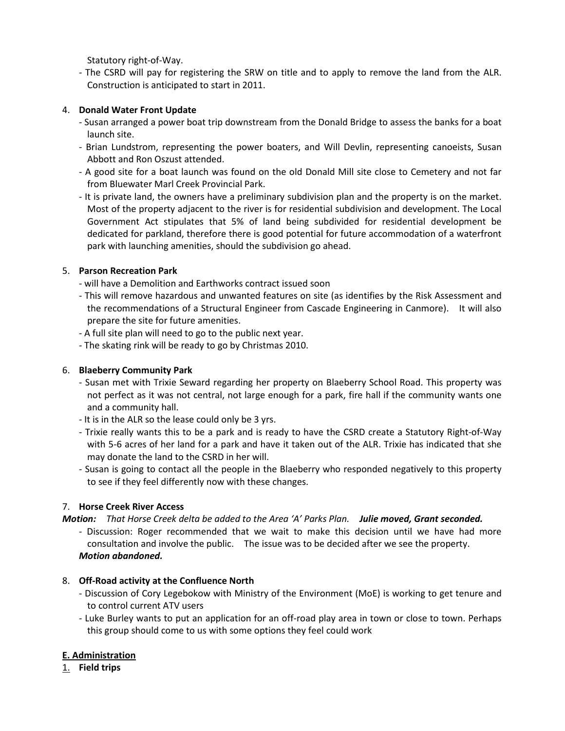Statutory right-of-Way.

- The CSRD will pay for registering the SRW on title and to apply to remove the land from the ALR. Construction is anticipated to start in 2011.

4. **Donald Water Front Update**
   - Susan arranged a power boat trip downstream from the Donald Bridge to assess the banks for a boat launch site.
   - Brian Lundstrom, representing the power boaters, and Will Devlin, representing canoeists, Susan Abbott and Ron Oszust attended.
   - A good site for a boat launch was found on the old Donald Mill site close to Cemetery and not far from Bluewater Marl Creek Provincial Park.
   - It is private land, the owners have a preliminary subdivision plan and the property is on the market. Most of the property adjacent to the river is for residential subdivision and development. The Local Government Act stipulates that 5% of land being subdivided for residential development be dedicated for parkland, therefore there is good potential for future accommodation of a waterfront park with launching amenities, should the subdivision go ahead.

5. **Parson Recreation Park**
   - will have a Demolition and Earthworks contract issued soon
   - This will remove hazardous and unwanted features on site (as identifies by the Risk Assessment and the recommendations of a Structural Engineer from Cascade Engineering in Canmore). It will also prepare the site for future amenities.
   - A full site plan will need to go to the public next year.
   - The skating rink will be ready to go by Christmas 2010.

6. **Blaeberry Community Park**
   - Susan met with Trixie Seward regarding her property on Blaeberry School Road. This property was not perfect as it was not central, not large enough for a park, fire hall if the community wants one and a community hall.
   - It is in the ALR so the lease could only be 3 yrs.
   - Trixie really wants this to be a park and is ready to have the CSRD create a Statutory Right-of-Way with 5-6 acres of her land for a park and have it taken out of the ALR. Trixie has indicated that she may donate the land to the CSRD in her will.
   - Susan is going to contact all the people in the Blaeberry who responded negatively to this property to see if they feel differently now with these changes.

7. **Horse Creek River Access**

***Motion:*** *That Horse Creek delta be added to the Area 'A' Parks Plan.* ***Julie moved, Grant seconded.***

   - Discussion: Roger recommended that we wait to make this decision until we have had more consultation and involve the public. The issue was to be decided after we see the property.

   ***Motion abandoned.***

8. **Off-Road activity at the Confluence North**
   - Discussion of Cory Legebokow with Ministry of the Environment (MoE) is working to get tenure and to control current ATV users
   - Luke Burley wants to put an application for an off-road play area in town or close to town. Perhaps this group should come to us with some options they feel could work

## E. Administration

1. **Field trips**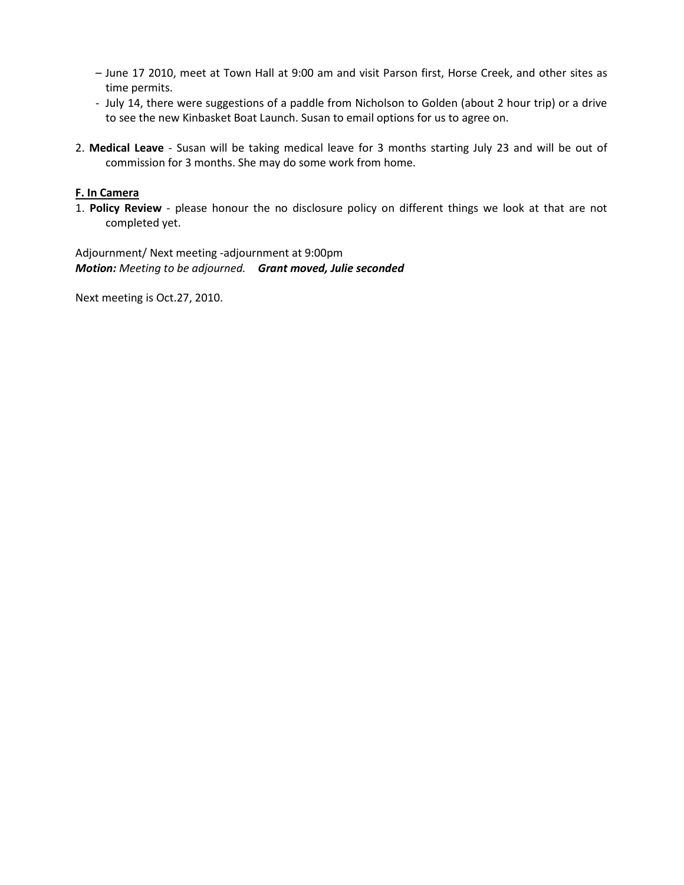- June 17 2010, meet at Town Hall at 9:00 am and visit Parson first, Horse Creek, and other sites as time permits.
- July 14, there were suggestions of a paddle from Nicholson to Golden (about 2 hour trip) or a drive to see the new Kinbasket Boat Launch. Susan to email options for us to agree on.

2. **Medical Leave** - Susan will be taking medical leave for 3 months starting July 23 and will be out of commission for 3 months. She may do some work from home.

**F. In Camera**

1. **Policy Review** - please honour the no disclosure policy on different things we look at that are not completed yet.

Adjournment/ Next meeting -adjournment at 9:00pm
***Motion:*** *Meeting to be adjourned.* ***Grant moved, Julie seconded***

Next meeting is Oct.27, 2010.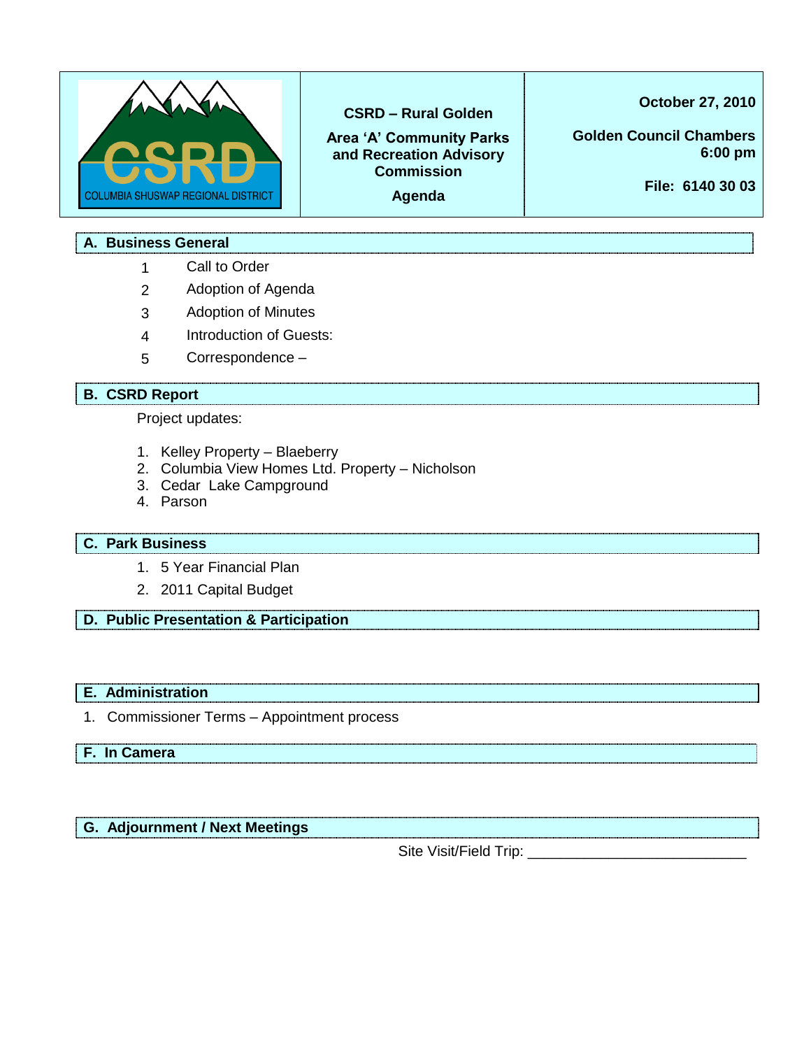| CSRD – COLUMBIA SHUSWAP REGIONAL DISTRICT | CSRD – Rural Golden<br><br>Area 'A' Community Parks and Recreation Advisory Commission<br><br>Agenda | October 27, 2010<br><br>Golden Council Chambers<br>6:00 pm<br><br>File: 6140 30 03 |
|---|---|---|

## A. Business General

1 Call to Order

2 Adoption of Agenda

3 Adoption of Minutes

4 Introduction of Guests:

5 Correspondence –

## B. CSRD Report

Project updates:

1. Kelley Property – Blaeberry
2. Columbia View Homes Ltd. Property – Nicholson
3. Cedar Lake Campground
4. Parson

## C. Park Business

1. 5 Year Financial Plan
2. 2011 Capital Budget

## D. Public Presentation & Participation

## E. Administration

1. Commissioner Terms – Appointment process

## F. In Camera

## G. Adjournment / Next Meetings

Site Visit/Field Trip: ___________________________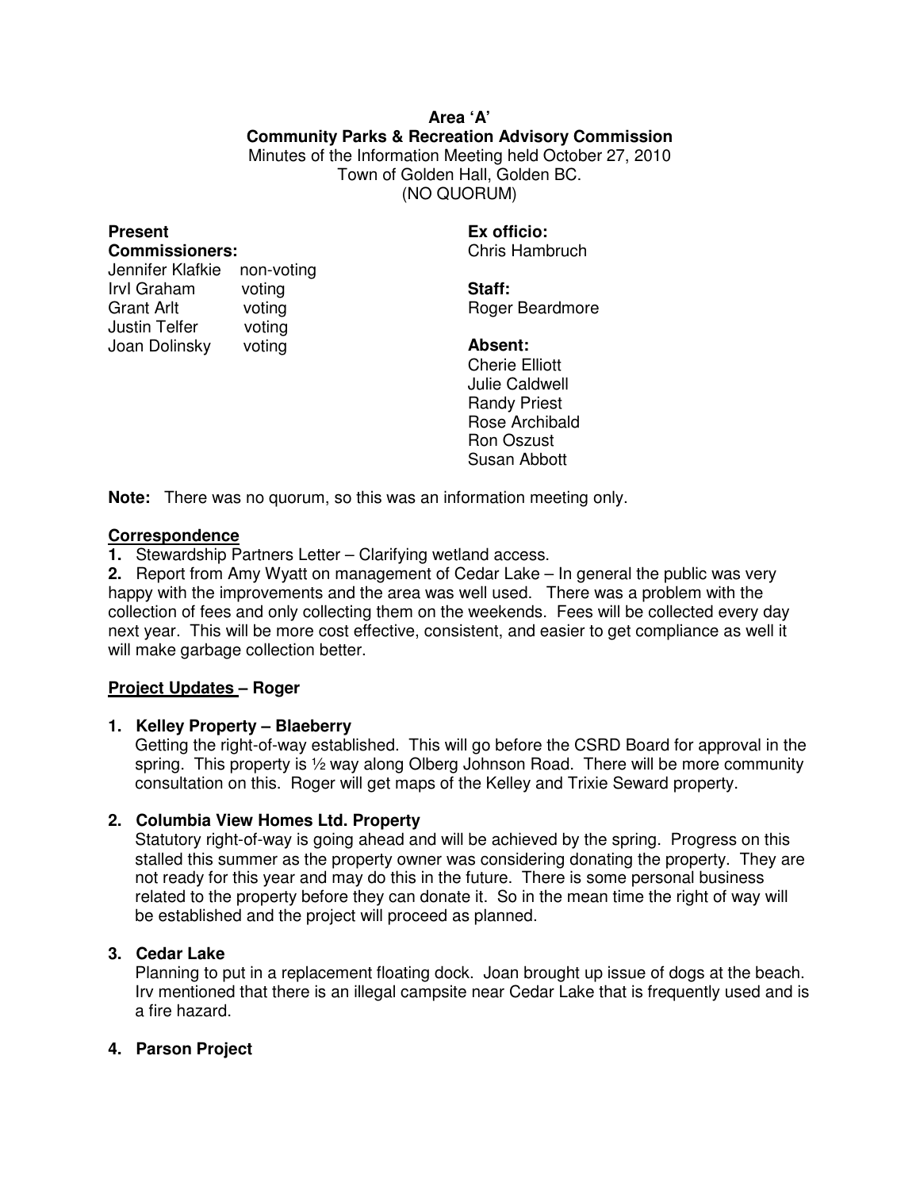**Area 'A'**
**Community Parks & Recreation Advisory Commission**
Minutes of the Information Meeting held October 27, 2010
Town of Golden Hall, Golden BC.
(NO QUORUM)

**Present**
**Commissioners:**
Jennifer Klafkie non-voting
Irvl Graham voting
Grant Arlt voting
Justin Telfer voting
Joan Dolinsky voting

**Ex officio:**
Chris Hambruch

**Staff:**
Roger Beardmore

**Absent:**
Cherie Elliott
Julie Caldwell
Randy Priest
Rose Archibald
Ron Oszust
Susan Abbott

**Note:** There was no quorum, so this was an information meeting only.

**Correspondence**

**1.** Stewardship Partners Letter – Clarifying wetland access.

**2.** Report from Amy Wyatt on management of Cedar Lake – In general the public was very happy with the improvements and the area was well used. There was a problem with the collection of fees and only collecting them on the weekends. Fees will be collected every day next year. This will be more cost effective, consistent, and easier to get compliance as well it will make garbage collection better.

**Project Updates – Roger**

**1. Kelley Property – Blaeberry**

Getting the right-of-way established. This will go before the CSRD Board for approval in the spring. This property is ½ way along Olberg Johnson Road. There will be more community consultation on this. Roger will get maps of the Kelley and Trixie Seward property.

**2. Columbia View Homes Ltd. Property**

Statutory right-of-way is going ahead and will be achieved by the spring. Progress on this stalled this summer as the property owner was considering donating the property. They are not ready for this year and may do this in the future. There is some personal business related to the property before they can donate it. So in the mean time the right of way will be established and the project will proceed as planned.

**3. Cedar Lake**

Planning to put in a replacement floating dock. Joan brought up issue of dogs at the beach. Irv mentioned that there is an illegal campsite near Cedar Lake that is frequently used and is a fire hazard.

**4. Parson Project**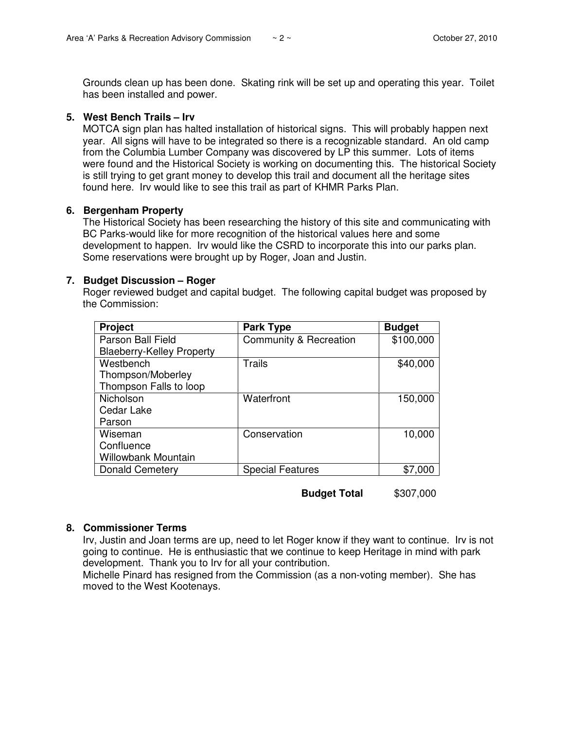Grounds clean up has been done. Skating rink will be set up and operating this year. Toilet has been installed and power.

**5. West Bench Trails – Irv**

MOTCA sign plan has halted installation of historical signs. This will probably happen next year. All signs will have to be integrated so there is a recognizable standard. An old camp from the Columbia Lumber Company was discovered by LP this summer. Lots of items were found and the Historical Society is working on documenting this. The historical Society is still trying to get grant money to develop this trail and document all the heritage sites found here. Irv would like to see this trail as part of KHMR Parks Plan.

**6. Bergenham Property**

The Historical Society has been researching the history of this site and communicating with BC Parks-would like for more recognition of the historical values here and some development to happen. Irv would like the CSRD to incorporate this into our parks plan. Some reservations were brought up by Roger, Joan and Justin.

**7. Budget Discussion – Roger**

Roger reviewed budget and capital budget. The following capital budget was proposed by the Commission:

| Project | Park Type | Budget |
|---|---|---|
| Parson Ball Field<br>Blaeberry-Kelley Property | Community & Recreation | $100,000 |
| Westbench<br>Thompson/Moberley<br>Thompson Falls to loop | Trails | $40,000 |
| Nicholson<br>Cedar Lake<br>Parson | Waterfront | 150,000 |
| Wiseman<br>Confluence<br>Willowbank Mountain | Conservation | 10,000 |
| Donald Cemetery | Special Features | $7,000 |

**Budget Total** $307,000

**8. Commissioner Terms**

Irv, Justin and Joan terms are up, need to let Roger know if they want to continue. Irv is not going to continue. He is enthusiastic that we continue to keep Heritage in mind with park development. Thank you to Irv for all your contribution.

Michelle Pinard has resigned from the Commission (as a non-voting member). She has moved to the West Kootenays.